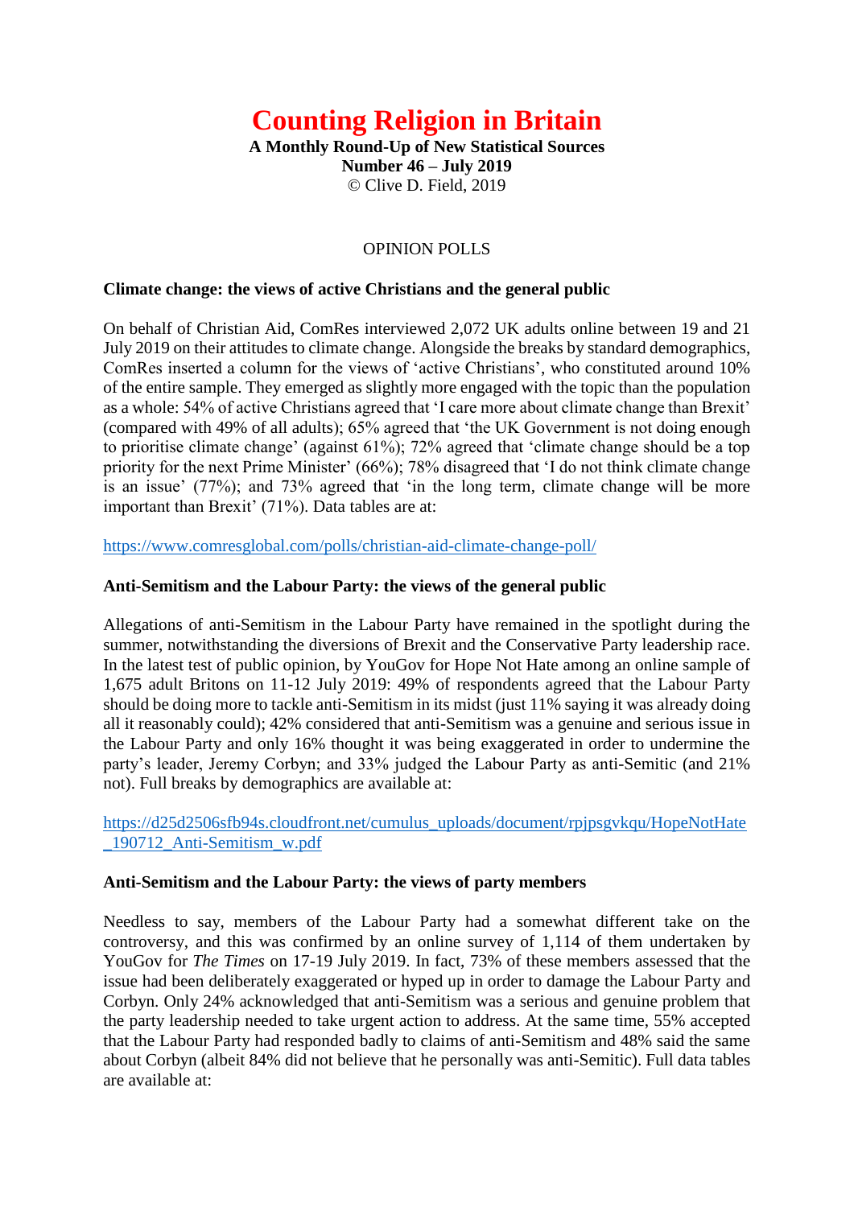# Counting Religion in Britain

**A Monthly Round-Up of New Statistical Sources**
**Number 46 – July 2019**
© Clive D. Field, 2019

## OPINION POLLS

### Climate change: the views of active Christians and the general public

On behalf of Christian Aid, ComRes interviewed 2,072 UK adults online between 19 and 21 July 2019 on their attitudes to climate change. Alongside the breaks by standard demographics, ComRes inserted a column for the views of 'active Christians', who constituted around 10% of the entire sample. They emerged as slightly more engaged with the topic than the population as a whole: 54% of active Christians agreed that 'I care more about climate change than Brexit' (compared with 49% of all adults); 65% agreed that 'the UK Government is not doing enough to prioritise climate change' (against 61%); 72% agreed that 'climate change should be a top priority for the next Prime Minister' (66%); 78% disagreed that 'I do not think climate change is an issue' (77%); and 73% agreed that 'in the long term, climate change will be more important than Brexit' (71%). Data tables are at:

https://www.comresglobal.com/polls/christian-aid-climate-change-poll/

### Anti-Semitism and the Labour Party: the views of the general public

Allegations of anti-Semitism in the Labour Party have remained in the spotlight during the summer, notwithstanding the diversions of Brexit and the Conservative Party leadership race. In the latest test of public opinion, by YouGov for Hope Not Hate among an online sample of 1,675 adult Britons on 11-12 July 2019: 49% of respondents agreed that the Labour Party should be doing more to tackle anti-Semitism in its midst (just 11% saying it was already doing all it reasonably could); 42% considered that anti-Semitism was a genuine and serious issue in the Labour Party and only 16% thought it was being exaggerated in order to undermine the party's leader, Jeremy Corbyn; and 33% judged the Labour Party as anti-Semitic (and 21% not). Full breaks by demographics are available at:

https://d25d2506sfb94s.cloudfront.net/cumulus_uploads/document/rpjpsgvkqu/HopeNotHate_190712_Anti-Semitism_w.pdf

### Anti-Semitism and the Labour Party: the views of party members

Needless to say, members of the Labour Party had a somewhat different take on the controversy, and this was confirmed by an online survey of 1,114 of them undertaken by YouGov for *The Times* on 17-19 July 2019. In fact, 73% of these members assessed that the issue had been deliberately exaggerated or hyped up in order to damage the Labour Party and Corbyn. Only 24% acknowledged that anti-Semitism was a serious and genuine problem that the party leadership needed to take urgent action to address. At the same time, 55% accepted that the Labour Party had responded badly to claims of anti-Semitism and 48% said the same about Corbyn (albeit 84% did not believe that he personally was anti-Semitic). Full data tables are available at: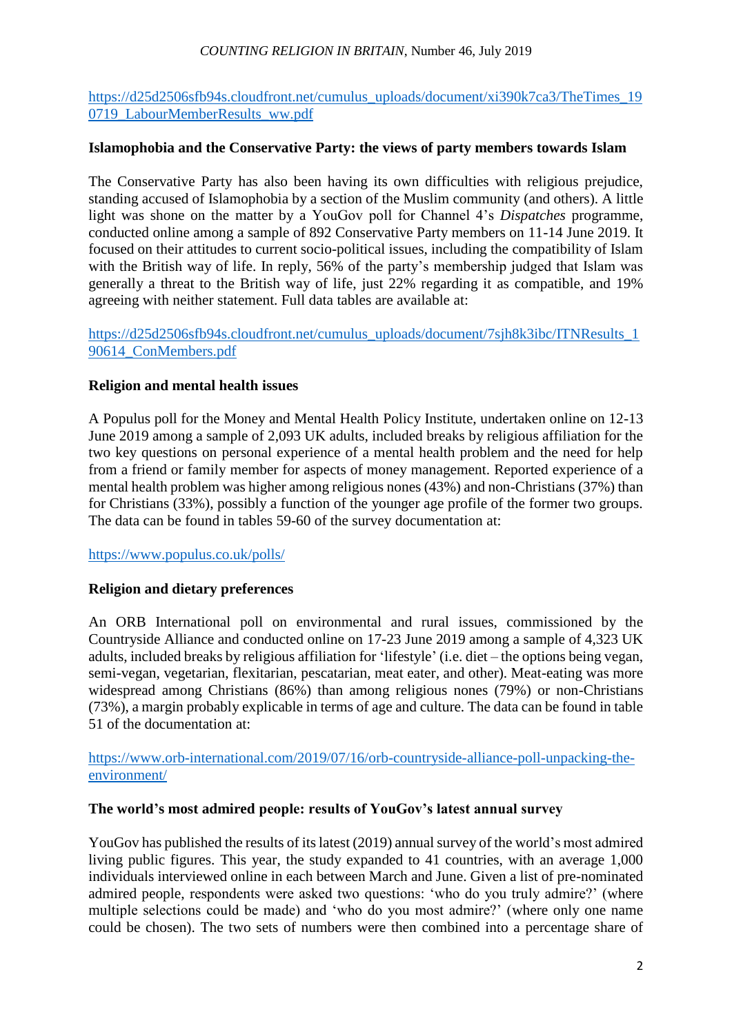https://d25d2506sfb94s.cloudfront.net/cumulus_uploads/document/xi390k7ca3/TheTimes_190719_LabourMemberResults_ww.pdf

**Islamophobia and the Conservative Party: the views of party members towards Islam**

The Conservative Party has also been having its own difficulties with religious prejudice, standing accused of Islamophobia by a section of the Muslim community (and others). A little light was shone on the matter by a YouGov poll for Channel 4's *Dispatches* programme, conducted online among a sample of 892 Conservative Party members on 11-14 June 2019. It focused on their attitudes to current socio-political issues, including the compatibility of Islam with the British way of life. In reply, 56% of the party's membership judged that Islam was generally a threat to the British way of life, just 22% regarding it as compatible, and 19% agreeing with neither statement. Full data tables are available at:

https://d25d2506sfb94s.cloudfront.net/cumulus_uploads/document/7sjh8k3ibc/ITNResults_190614_ConMembers.pdf

**Religion and mental health issues**

A Populus poll for the Money and Mental Health Policy Institute, undertaken online on 12-13 June 2019 among a sample of 2,093 UK adults, included breaks by religious affiliation for the two key questions on personal experience of a mental health problem and the need for help from a friend or family member for aspects of money management. Reported experience of a mental health problem was higher among religious nones (43%) and non-Christians (37%) than for Christians (33%), possibly a function of the younger age profile of the former two groups. The data can be found in tables 59-60 of the survey documentation at:

https://www.populus.co.uk/polls/

**Religion and dietary preferences**

An ORB International poll on environmental and rural issues, commissioned by the Countryside Alliance and conducted online on 17-23 June 2019 among a sample of 4,323 UK adults, included breaks by religious affiliation for 'lifestyle' (i.e. diet – the options being vegan, semi-vegan, vegetarian, flexitarian, pescatarian, meat eater, and other). Meat-eating was more widespread among Christians (86%) than among religious nones (79%) or non-Christians (73%), a margin probably explicable in terms of age and culture. The data can be found in table 51 of the documentation at:

https://www.orb-international.com/2019/07/16/orb-countryside-alliance-poll-unpacking-the-environment/

**The world's most admired people: results of YouGov's latest annual survey**

YouGov has published the results of its latest (2019) annual survey of the world's most admired living public figures. This year, the study expanded to 41 countries, with an average 1,000 individuals interviewed online in each between March and June. Given a list of pre-nominated admired people, respondents were asked two questions: 'who do you truly admire?' (where multiple selections could be made) and 'who do you most admire?' (where only one name could be chosen). The two sets of numbers were then combined into a percentage share of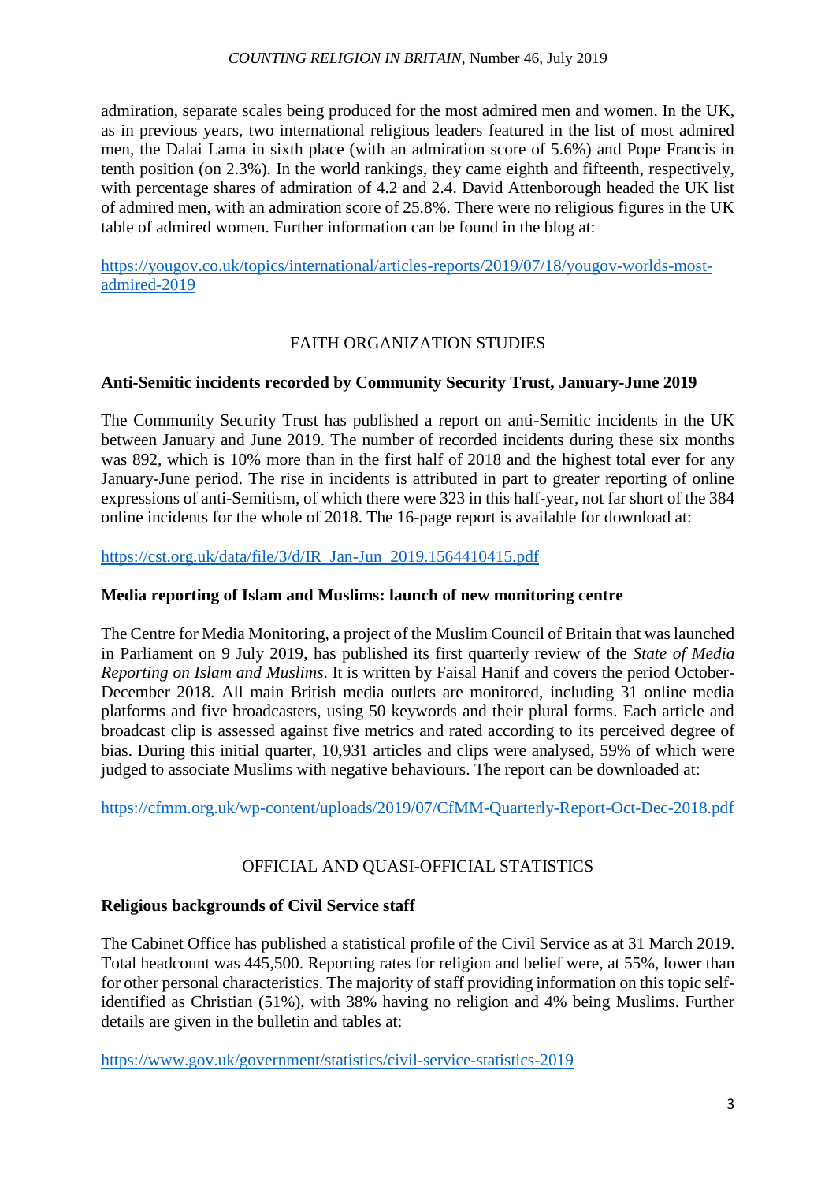admiration, separate scales being produced for the most admired men and women. In the UK, as in previous years, two international religious leaders featured in the list of most admired men, the Dalai Lama in sixth place (with an admiration score of 5.6%) and Pope Francis in tenth position (on 2.3%). In the world rankings, they came eighth and fifteenth, respectively, with percentage shares of admiration of 4.2 and 2.4. David Attenborough headed the UK list of admired men, with an admiration score of 25.8%. There were no religious figures in the UK table of admired women. Further information can be found in the blog at:

https://yougov.co.uk/topics/international/articles-reports/2019/07/18/yougov-worlds-most-admired-2019

## FAITH ORGANIZATION STUDIES

### Anti-Semitic incidents recorded by Community Security Trust, January-June 2019

The Community Security Trust has published a report on anti-Semitic incidents in the UK between January and June 2019. The number of recorded incidents during these six months was 892, which is 10% more than in the first half of 2018 and the highest total ever for any January-June period. The rise in incidents is attributed in part to greater reporting of online expressions of anti-Semitism, of which there were 323 in this half-year, not far short of the 384 online incidents for the whole of 2018. The 16-page report is available for download at:

https://cst.org.uk/data/file/3/d/IR_Jan-Jun_2019.1564410415.pdf

### Media reporting of Islam and Muslims: launch of new monitoring centre

The Centre for Media Monitoring, a project of the Muslim Council of Britain that was launched in Parliament on 9 July 2019, has published its first quarterly review of the *State of Media Reporting on Islam and Muslims*. It is written by Faisal Hanif and covers the period October-December 2018. All main British media outlets are monitored, including 31 online media platforms and five broadcasters, using 50 keywords and their plural forms. Each article and broadcast clip is assessed against five metrics and rated according to its perceived degree of bias. During this initial quarter, 10,931 articles and clips were analysed, 59% of which were judged to associate Muslims with negative behaviours. The report can be downloaded at:

https://cfmm.org.uk/wp-content/uploads/2019/07/CfMM-Quarterly-Report-Oct-Dec-2018.pdf

## OFFICIAL AND QUASI-OFFICIAL STATISTICS

### Religious backgrounds of Civil Service staff

The Cabinet Office has published a statistical profile of the Civil Service as at 31 March 2019. Total headcount was 445,500. Reporting rates for religion and belief were, at 55%, lower than for other personal characteristics. The majority of staff providing information on this topic self-identified as Christian (51%), with 38% having no religion and 4% being Muslims. Further details are given in the bulletin and tables at:

https://www.gov.uk/government/statistics/civil-service-statistics-2019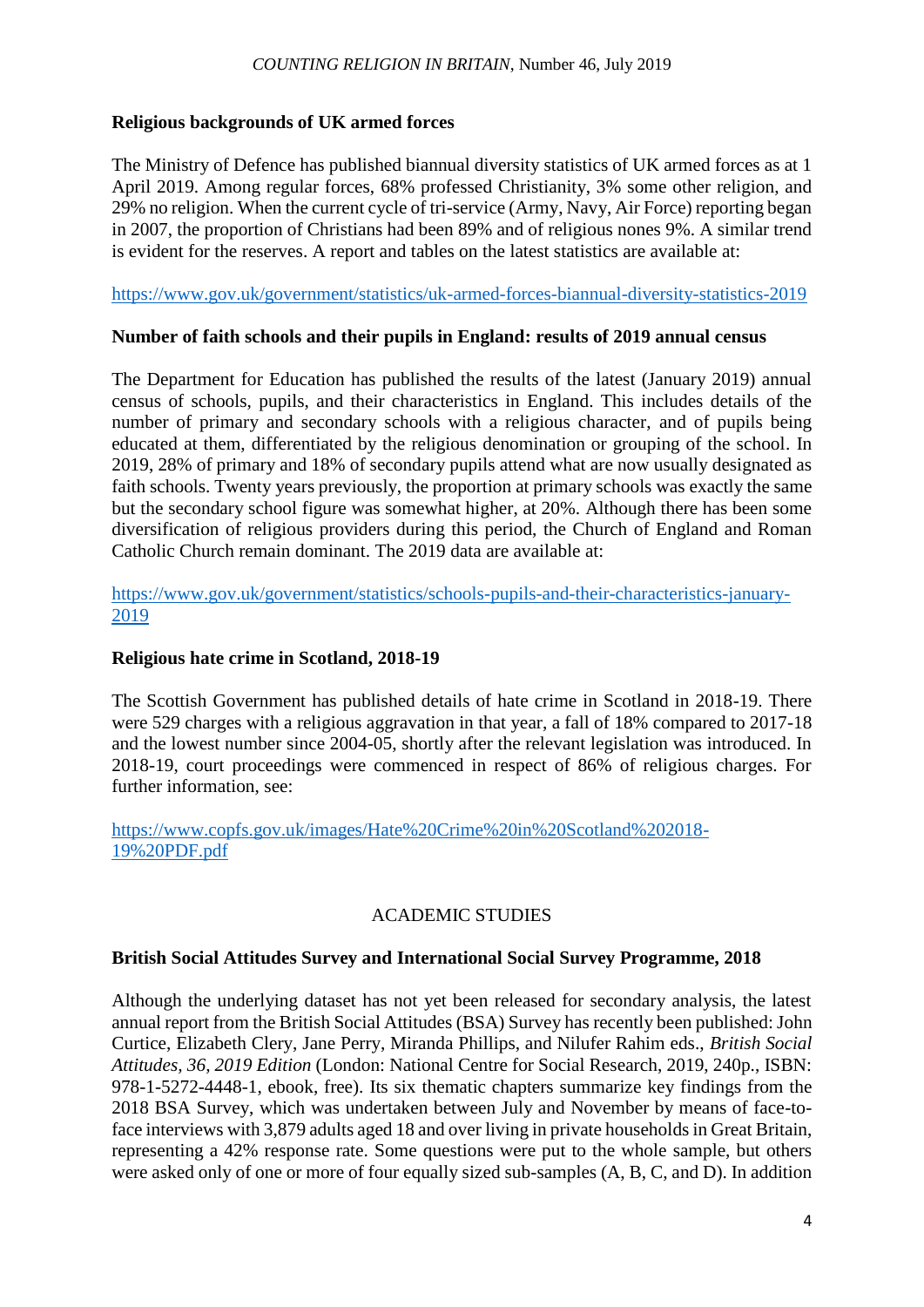**Religious backgrounds of UK armed forces**

The Ministry of Defence has published biannual diversity statistics of UK armed forces as at 1 April 2019. Among regular forces, 68% professed Christianity, 3% some other religion, and 29% no religion. When the current cycle of tri-service (Army, Navy, Air Force) reporting began in 2007, the proportion of Christians had been 89% and of religious nones 9%. A similar trend is evident for the reserves. A report and tables on the latest statistics are available at:

https://www.gov.uk/government/statistics/uk-armed-forces-biannual-diversity-statistics-2019

**Number of faith schools and their pupils in England: results of 2019 annual census**

The Department for Education has published the results of the latest (January 2019) annual census of schools, pupils, and their characteristics in England. This includes details of the number of primary and secondary schools with a religious character, and of pupils being educated at them, differentiated by the religious denomination or grouping of the school. In 2019, 28% of primary and 18% of secondary pupils attend what are now usually designated as faith schools. Twenty years previously, the proportion at primary schools was exactly the same but the secondary school figure was somewhat higher, at 20%. Although there has been some diversification of religious providers during this period, the Church of England and Roman Catholic Church remain dominant. The 2019 data are available at:

https://www.gov.uk/government/statistics/schools-pupils-and-their-characteristics-january-2019

**Religious hate crime in Scotland, 2018-19**

The Scottish Government has published details of hate crime in Scotland in 2018-19. There were 529 charges with a religious aggravation in that year, a fall of 18% compared to 2017-18 and the lowest number since 2004-05, shortly after the relevant legislation was introduced. In 2018-19, court proceedings were commenced in respect of 86% of religious charges. For further information, see:

https://www.copfs.gov.uk/images/Hate%20Crime%20in%20Scotland%202018-19%20PDF.pdf

## ACADEMIC STUDIES

**British Social Attitudes Survey and International Social Survey Programme, 2018**

Although the underlying dataset has not yet been released for secondary analysis, the latest annual report from the British Social Attitudes (BSA) Survey has recently been published: John Curtice, Elizabeth Clery, Jane Perry, Miranda Phillips, and Nilufer Rahim eds., *British Social Attitudes, 36, 2019 Edition* (London: National Centre for Social Research, 2019, 240p., ISBN: 978-1-5272-4448-1, ebook, free). Its six thematic chapters summarize key findings from the 2018 BSA Survey, which was undertaken between July and November by means of face-to-face interviews with 3,879 adults aged 18 and over living in private households in Great Britain, representing a 42% response rate. Some questions were put to the whole sample, but others were asked only of one or more of four equally sized sub-samples (A, B, C, and D). In addition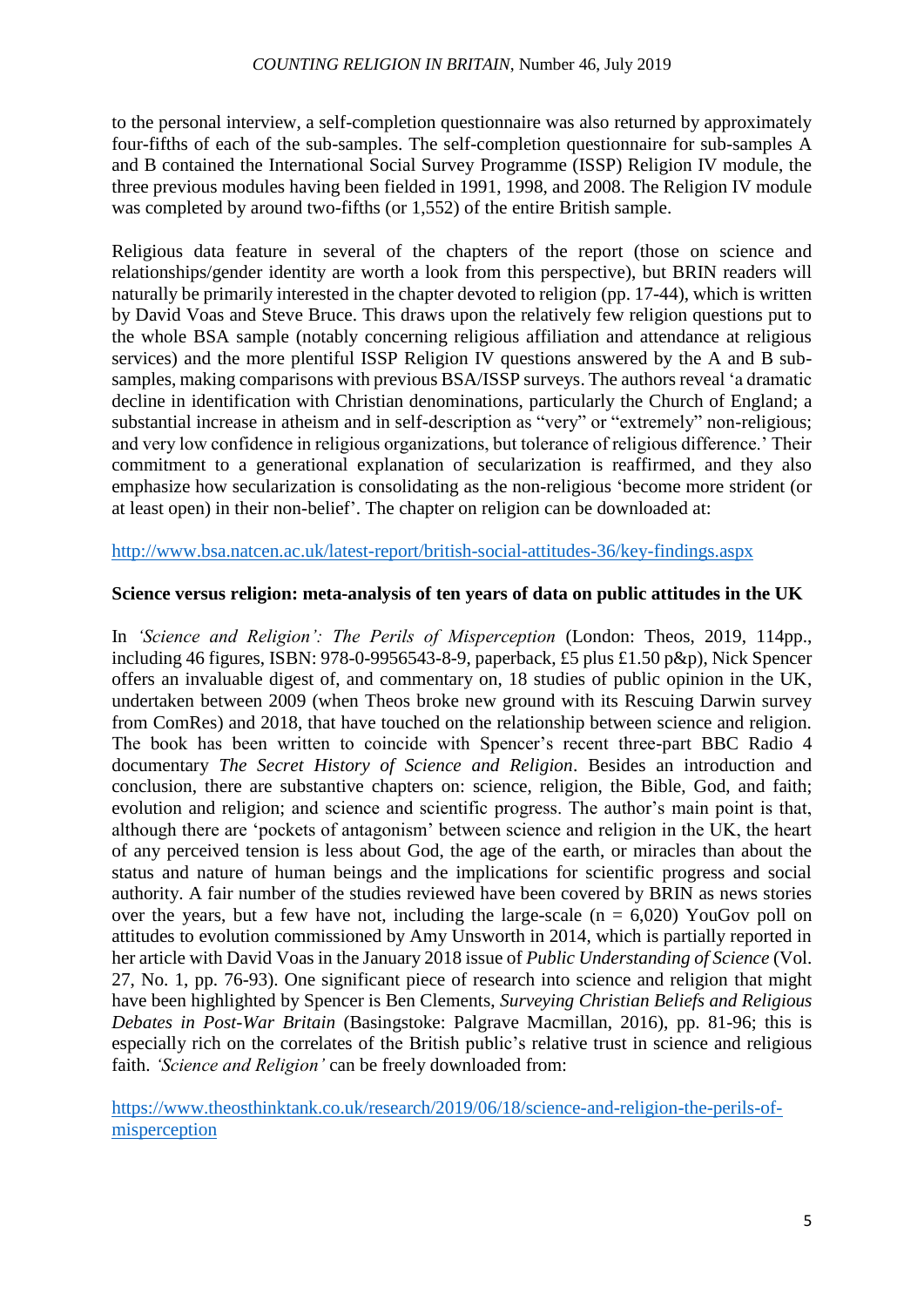to the personal interview, a self-completion questionnaire was also returned by approximately four-fifths of each of the sub-samples. The self-completion questionnaire for sub-samples A and B contained the International Social Survey Programme (ISSP) Religion IV module, the three previous modules having been fielded in 1991, 1998, and 2008. The Religion IV module was completed by around two-fifths (or 1,552) of the entire British sample.

Religious data feature in several of the chapters of the report (those on science and relationships/gender identity are worth a look from this perspective), but BRIN readers will naturally be primarily interested in the chapter devoted to religion (pp. 17-44), which is written by David Voas and Steve Bruce. This draws upon the relatively few religion questions put to the whole BSA sample (notably concerning religious affiliation and attendance at religious services) and the more plentiful ISSP Religion IV questions answered by the A and B sub-samples, making comparisons with previous BSA/ISSP surveys. The authors reveal 'a dramatic decline in identification with Christian denominations, particularly the Church of England; a substantial increase in atheism and in self-description as "very" or "extremely" non-religious; and very low confidence in religious organizations, but tolerance of religious difference.' Their commitment to a generational explanation of secularization is reaffirmed, and they also emphasize how secularization is consolidating as the non-religious 'become more strident (or at least open) in their non-belief'. The chapter on religion can be downloaded at:

http://www.bsa.natcen.ac.uk/latest-report/british-social-attitudes-36/key-findings.aspx

**Science versus religion: meta-analysis of ten years of data on public attitudes in the UK**

In *'Science and Religion': The Perils of Misperception* (London: Theos, 2019, 114pp., including 46 figures, ISBN: 978-0-9956543-8-9, paperback, £5 plus £1.50 p&p), Nick Spencer offers an invaluable digest of, and commentary on, 18 studies of public opinion in the UK, undertaken between 2009 (when Theos broke new ground with its Rescuing Darwin survey from ComRes) and 2018, that have touched on the relationship between science and religion. The book has been written to coincide with Spencer's recent three-part BBC Radio 4 documentary *The Secret History of Science and Religion*. Besides an introduction and conclusion, there are substantive chapters on: science, religion, the Bible, God, and faith; evolution and religion; and science and scientific progress. The author's main point is that, although there are 'pockets of antagonism' between science and religion in the UK, the heart of any perceived tension is less about God, the age of the earth, or miracles than about the status and nature of human beings and the implications for scientific progress and social authority. A fair number of the studies reviewed have been covered by BRIN as news stories over the years, but a few have not, including the large-scale (n = 6,020) YouGov poll on attitudes to evolution commissioned by Amy Unsworth in 2014, which is partially reported in her article with David Voas in the January 2018 issue of *Public Understanding of Science* (Vol. 27, No. 1, pp. 76-93). One significant piece of research into science and religion that might have been highlighted by Spencer is Ben Clements, *Surveying Christian Beliefs and Religious Debates in Post-War Britain* (Basingstoke: Palgrave Macmillan, 2016), pp. 81-96; this is especially rich on the correlates of the British public's relative trust in science and religious faith. *'Science and Religion'* can be freely downloaded from:

https://www.theosthinktank.co.uk/research/2019/06/18/science-and-religion-the-perils-of-misperception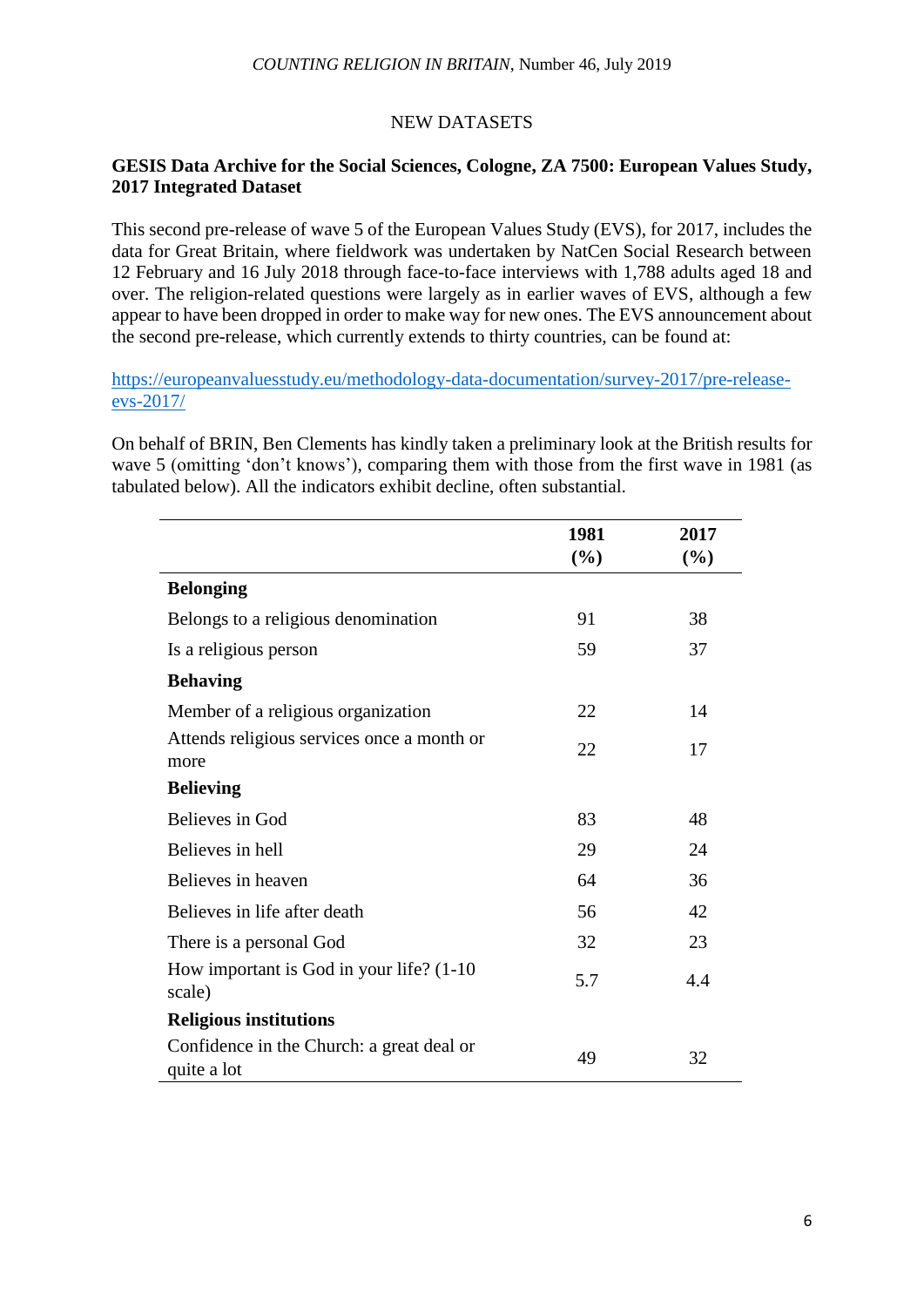## NEW DATASETS

**GESIS Data Archive for the Social Sciences, Cologne, ZA 7500: European Values Study, 2017 Integrated Dataset**

This second pre-release of wave 5 of the European Values Study (EVS), for 2017, includes the data for Great Britain, where fieldwork was undertaken by NatCen Social Research between 12 February and 16 July 2018 through face-to-face interviews with 1,788 adults aged 18 and over. The religion-related questions were largely as in earlier waves of EVS, although a few appear to have been dropped in order to make way for new ones. The EVS announcement about the second pre-release, which currently extends to thirty countries, can be found at:

https://europeanvaluesstudy.eu/methodology-data-documentation/survey-2017/pre-release-evs-2017/

On behalf of BRIN, Ben Clements has kindly taken a preliminary look at the British results for wave 5 (omitting 'don't knows'), comparing them with those from the first wave in 1981 (as tabulated below). All the indicators exhibit decline, often substantial.

| | 1981 (%) | 2017 (%) |
|---|---|---|
| **Belonging** | | |
| Belongs to a religious denomination | 91 | 38 |
| Is a religious person | 59 | 37 |
| **Behaving** | | |
| Member of a religious organization | 22 | 14 |
| Attends religious services once a month or more | 22 | 17 |
| **Believing** | | |
| Believes in God | 83 | 48 |
| Believes in hell | 29 | 24 |
| Believes in heaven | 64 | 36 |
| Believes in life after death | 56 | 42 |
| There is a personal God | 32 | 23 |
| How important is God in your life? (1-10 scale) | 5.7 | 4.4 |
| **Religious institutions** | | |
| Confidence in the Church: a great deal or quite a lot | 49 | 32 |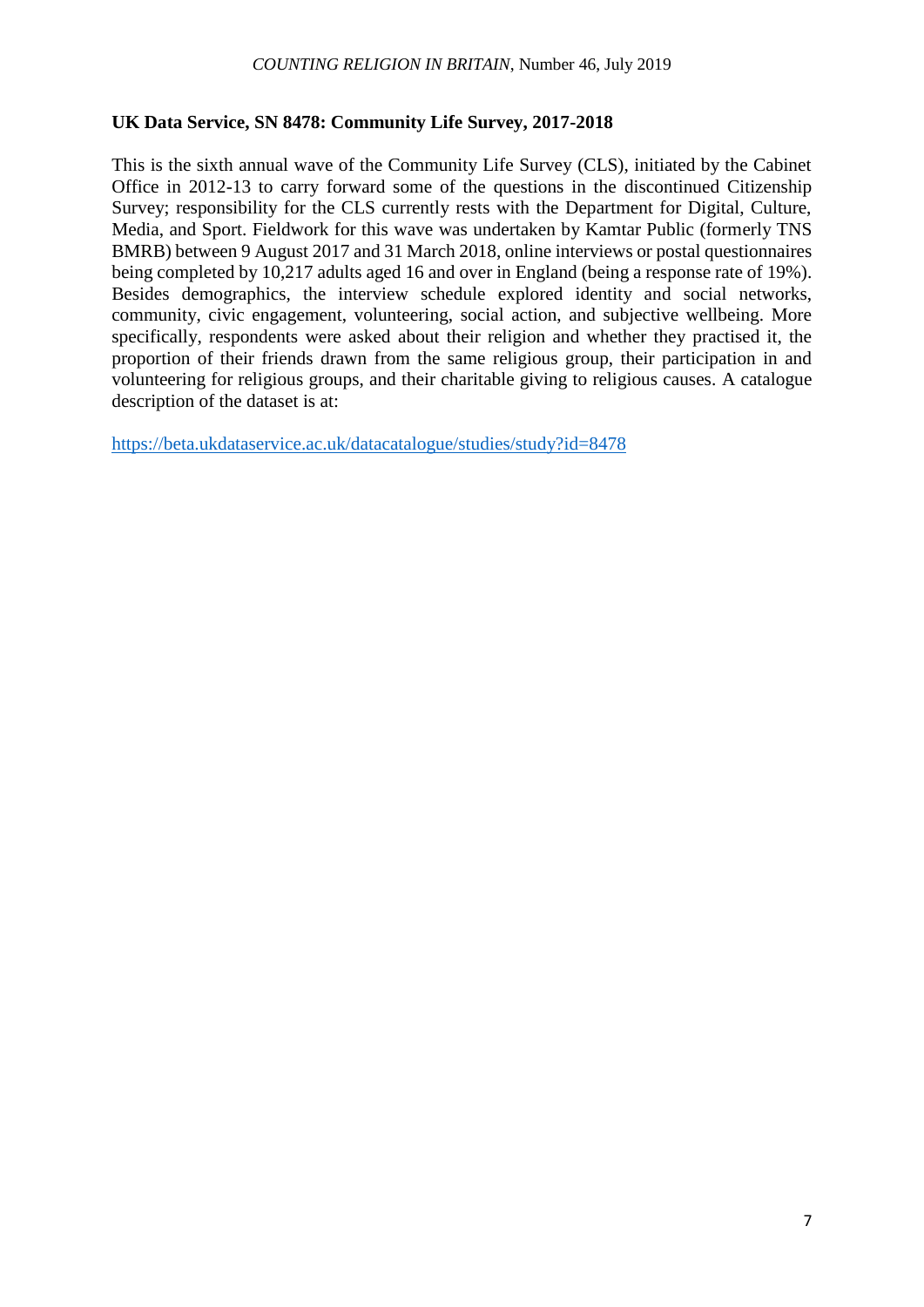**UK Data Service, SN 8478: Community Life Survey, 2017-2018**

This is the sixth annual wave of the Community Life Survey (CLS), initiated by the Cabinet Office in 2012-13 to carry forward some of the questions in the discontinued Citizenship Survey; responsibility for the CLS currently rests with the Department for Digital, Culture, Media, and Sport. Fieldwork for this wave was undertaken by Kamtar Public (formerly TNS BMRB) between 9 August 2017 and 31 March 2018, online interviews or postal questionnaires being completed by 10,217 adults aged 16 and over in England (being a response rate of 19%). Besides demographics, the interview schedule explored identity and social networks, community, civic engagement, volunteering, social action, and subjective wellbeing. More specifically, respondents were asked about their religion and whether they practised it, the proportion of their friends drawn from the same religious group, their participation in and volunteering for religious groups, and their charitable giving to religious causes. A catalogue description of the dataset is at:

https://beta.ukdataservice.ac.uk/datacatalogue/studies/study?id=8478